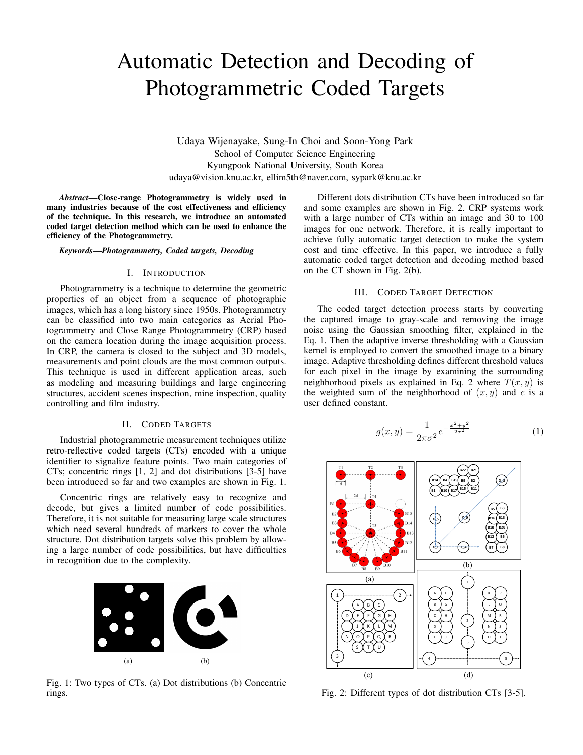# Automatic Detection and Decoding of Photogrammetric Coded Targets

Udaya Wijenayake, Sung-In Choi and Soon-Yong Park
School of Computer Science Engineering
Kyungpook National University, South Korea
udaya@vision.knu.ac.kr, ellim5th@naver.com, sypark@knu.ac.kr

***Abstract*—Close-range Photogrammetry is widely used in many industries because of the cost effectiveness and efficiency of the technique. In this research, we introduce an automated coded target detection method which can be used to enhance the efficiency of the Photogrammetry.**

***Keywords*—Photogrammetry, Coded targets, Decoding**

## I. Introduction

Photogrammetry is a technique to determine the geometric properties of an object from a sequence of photographic images, which has a long history since 1950s. Photogrammetry can be classified into two main categories as Aerial Photogrammetry and Close Range Photogrammetry (CRP) based on the camera location during the image acquisition process. In CRP, the camera is closed to the subject and 3D models, measurements and point clouds are the most common outputs. This technique is used in different application areas, such as modeling and measuring buildings and large engineering structures, accident scenes inspection, mine inspection, quality controlling and film industry.

## II. Coded Targets

Industrial photogrammetric measurement techniques utilize retro-reflective coded targets (CTs) encoded with a unique identifier to signalize feature points. Two main categories of CTs; concentric rings [1, 2] and dot distributions [3-5] have been introduced so far and two examples are shown in Fig. 1.

Concentric rings are relatively easy to recognize and decode, but gives a limited number of code possibilities. Therefore, it is not suitable for measuring large scale structures which need several hundreds of markers to cover the whole structure. Dot distribution targets solve this problem by allowing a large number of code possibilities, but have difficulties in recognition due to the complexity.

Fig. 1: Two types of CTs. (a) Dot distributions (b) Concentric rings.

Different dots distribution CTs have been introduced so far and some examples are shown in Fig. 2. CRP systems work with a large number of CTs within an image and 30 to 100 images for one network. Therefore, it is really important to achieve fully automatic target detection to make the system cost and time effective. In this paper, we introduce a fully automatic coded target detection and decoding method based on the CT shown in Fig. 2(b).

## III. Coded Target Detection

The coded target detection process starts by converting the captured image to gray-scale and removing the image noise using the Gaussian smoothing filter, explained in the Eq. 1. Then the adaptive inverse thresholding with a Gaussian kernel is employed to convert the smoothed image to a binary image. Adaptive thresholding defines different threshold values for each pixel in the image by examining the surrounding neighborhood pixels as explained in Eq. 2 where $T(x, y)$ is the weighted sum of the neighborhood of $(x, y)$ and $c$ is a user defined constant.

$$g(x, y) = \frac{1}{2\pi\sigma^2} e^{-\frac{x^2+y^2}{2\sigma^2}} \tag{1}$$

Fig. 2: Different types of dot distribution CTs [3-5].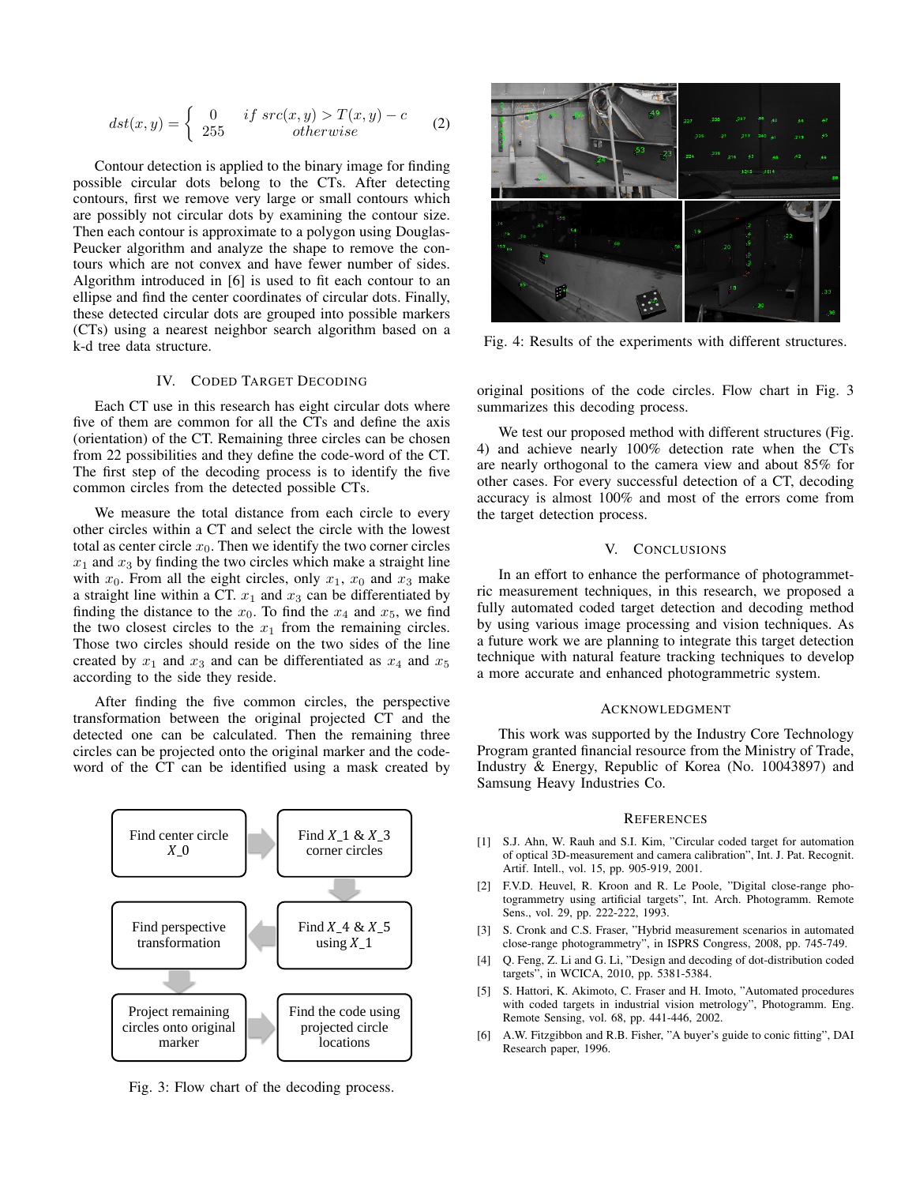$$dst(x,y) = \begin{cases} 0 & if\ src(x,y) > T(x,y) - c \\ 255 & otherwise \end{cases} \quad (2)$$

Contour detection is applied to the binary image for finding possible circular dots belong to the CTs. After detecting contours, first we remove very large or small contours which are possibly not circular dots by examining the contour size. Then each contour is approximate to a polygon using Douglas-Peucker algorithm and analyze the shape to remove the contours which are not convex and have fewer number of sides. Algorithm introduced in [6] is used to fit each contour to an ellipse and find the center coordinates of circular dots. Finally, these detected circular dots are grouped into possible markers (CTs) using a nearest neighbor search algorithm based on a k-d tree data structure.

## IV. Coded Target Decoding

Each CT use in this research has eight circular dots where five of them are common for all the CTs and define the axis (orientation) of the CT. Remaining three circles can be chosen from 22 possibilities and they define the code-word of the CT. The first step of the decoding process is to identify the five common circles from the detected possible CTs.

We measure the total distance from each circle to every other circles within a CT and select the circle with the lowest total as center circle $x_0$. Then we identify the two corner circles $x_1$ and $x_3$ by finding the two circles which make a straight line with $x_0$. From all the eight circles, only $x_1$, $x_0$ and $x_3$ make a straight line within a CT. $x_1$ and $x_3$ can be differentiated by finding the distance to the $x_0$. To find the $x_4$ and $x_5$, we find the the two closest circles to the $x_1$ from the remaining circles. Those two circles should reside on the two sides of the line created by $x_1$ and $x_3$ and can be differentiated as $x_4$ and $x_5$ according to the side they reside.

After finding the five common circles, the perspective transformation between the original projected CT and the detected one can be calculated. Then the remaining three circles can be projected onto the original marker and the code-word of the CT can be identified using a mask created by original positions of the code circles. Flow chart in Fig. 3 summarizes this decoding process.

Find center circle X_0 → Find X_1 & X_3 corner circles → Find X_4 & X_5 using X_1 → Find perspective transformation → Project remaining circles onto original marker → Find the code using projected circle locations

Fig. 3: Flow chart of the decoding process.

Fig. 4: Results of the experiments with different structures.

We test our proposed method with different structures (Fig. 4) and achieve nearly 100% detection rate when the CTs are nearly orthogonal to the camera view and about 85% for other cases. For every successful detection of a CT, decoding accuracy is almost 100% and most of the errors come from the target detection process.

## V. Conclusions

In an effort to enhance the performance of photogrammetric measurement techniques, in this research, we proposed a fully automated coded target detection and decoding method by using various image processing and vision techniques. As a future work we are planning to integrate this target detection technique with natural feature tracking techniques to develop a more accurate and enhanced photogrammetric system.

## Acknowledgment

This work was supported by the Industry Core Technology Program granted financial resource from the Ministry of Trade, Industry & Energy, Republic of Korea (No. 10043897) and Samsung Heavy Industries Co.

## References

[1] S.J. Ahn, W. Rauh and S.I. Kim, "Circular coded target for automation of optical 3D-measurement and camera calibration", Int. J. Pat. Recognit. Artif. Intell., vol. 15, pp. 905-919, 2001.

[2] F.V.D. Heuvel, R. Kroon and R. Le Poole, "Digital close-range photogrammetry using artificial targets", Int. Arch. Photogramm. Remote Sens., vol. 29, pp. 222-222, 1993.

[3] S. Cronk and C.S. Fraser, "Hybrid measurement scenarios in automated close-range photogrammetry", in ISPRS Congress, 2008, pp. 745-749.

[4] Q. Feng, Z. Li and G. Li, "Design and decoding of dot-distribution coded targets", in WCICA, 2010, pp. 5381-5384.

[5] S. Hattori, K. Akimoto, C. Fraser and H. Imoto, "Automated procedures with coded targets in industrial vision metrology", Photogramm. Eng. Remote Sensing, vol. 68, pp. 441-446, 2002.

[6] A.W. Fitzgibbon and R.B. Fisher, "A buyer's guide to conic fitting", DAI Research paper, 1996.